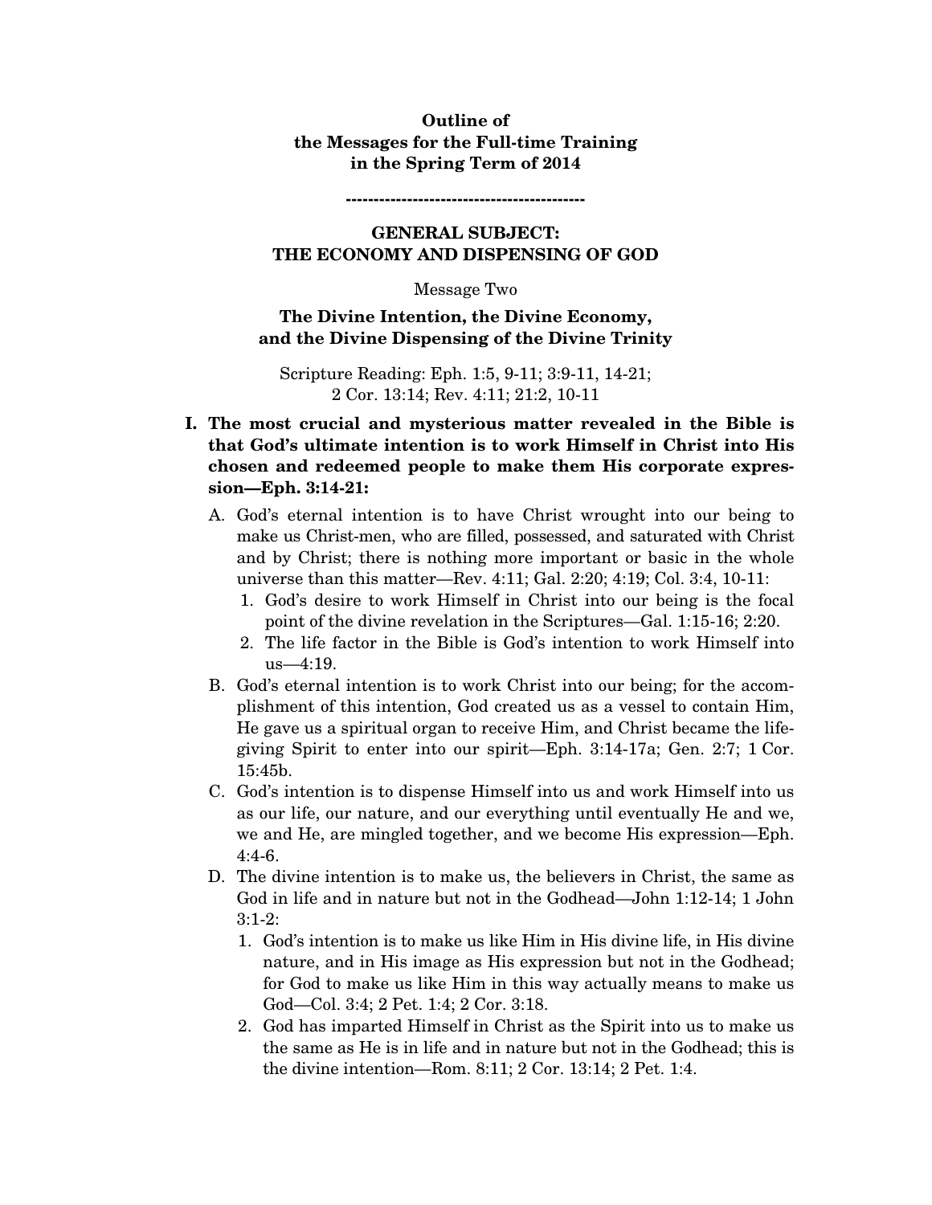**Outline of**
**the Messages for the Full-time Training**
**in the Spring Term of 2014**

-------------------------------------------

## GENERAL SUBJECT: THE ECONOMY AND DISPENSING OF GOD

Message Two

### The Divine Intention, the Divine Economy, and the Divine Dispensing of the Divine Trinity

Scripture Reading: Eph. 1:5, 9-11; 3:9-11, 14-21; 2 Cor. 13:14; Rev. 4:11; 21:2, 10-11

**I. The most crucial and mysterious matter revealed in the Bible is that God's ultimate intention is to work Himself in Christ into His chosen and redeemed people to make them His corporate expression—Eph. 3:14-21:**

- A. God's eternal intention is to have Christ wrought into our being to make us Christ-men, who are filled, possessed, and saturated with Christ and by Christ; there is nothing more important or basic in the whole universe than this matter—Rev. 4:11; Gal. 2:20; 4:19; Col. 3:4, 10-11:
  1. God's desire to work Himself in Christ into our being is the focal point of the divine revelation in the Scriptures—Gal. 1:15-16; 2:20.
  2. The life factor in the Bible is God's intention to work Himself into us—4:19.
- B. God's eternal intention is to work Christ into our being; for the accomplishment of this intention, God created us as a vessel to contain Him, He gave us a spiritual organ to receive Him, and Christ became the life-giving Spirit to enter into our spirit—Eph. 3:14-17a; Gen. 2:7; 1 Cor. 15:45b.
- C. God's intention is to dispense Himself into us and work Himself into us as our life, our nature, and our everything until eventually He and we, we and He, are mingled together, and we become His expression—Eph. 4:4-6.
- D. The divine intention is to make us, the believers in Christ, the same as God in life and in nature but not in the Godhead—John 1:12-14; 1 John 3:1-2:
  1. God's intention is to make us like Him in His divine life, in His divine nature, and in His image as His expression but not in the Godhead; for God to make us like Him in this way actually means to make us God—Col. 3:4; 2 Pet. 1:4; 2 Cor. 3:18.
  2. God has imparted Himself in Christ as the Spirit into us to make us the same as He is in life and in nature but not in the Godhead; this is the divine intention—Rom. 8:11; 2 Cor. 13:14; 2 Pet. 1:4.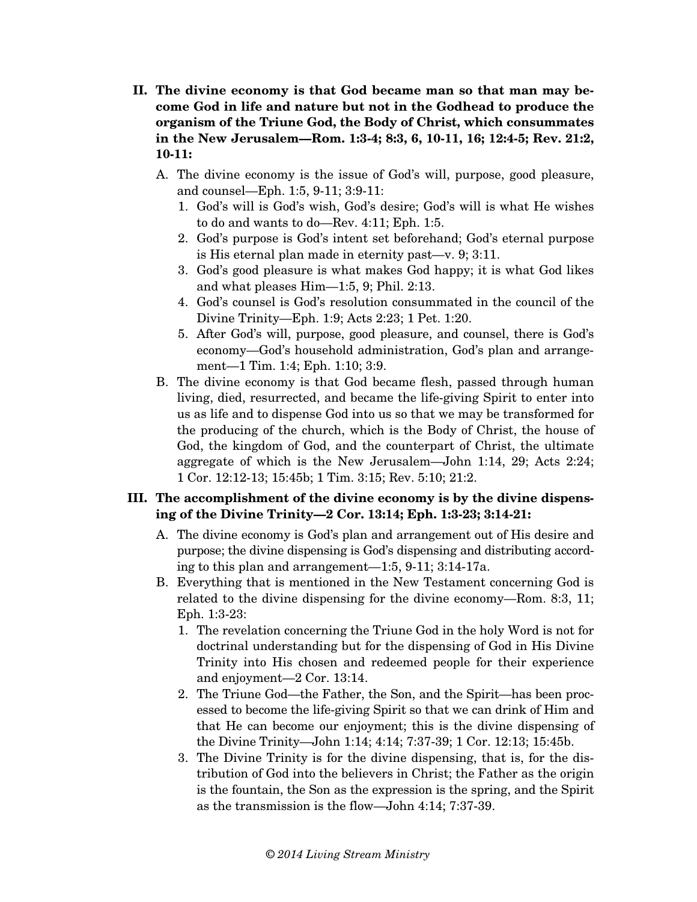**II. The divine economy is that God became man so that man may become God in life and nature but not in the Godhead to produce the organism of the Triune God, the Body of Christ, which consummates in the New Jerusalem—Rom. 1:3-4; 8:3, 6, 10-11, 16; 12:4-5; Rev. 21:2, 10-11:**

A. The divine economy is the issue of God's will, purpose, good pleasure, and counsel—Eph. 1:5, 9-11; 3:9-11:

1. God's will is God's wish, God's desire; God's will is what He wishes to do and wants to do—Rev. 4:11; Eph. 1:5.
2. God's purpose is God's intent set beforehand; God's eternal purpose is His eternal plan made in eternity past—v. 9; 3:11.
3. God's good pleasure is what makes God happy; it is what God likes and what pleases Him—1:5, 9; Phil. 2:13.
4. God's counsel is God's resolution consummated in the council of the Divine Trinity—Eph. 1:9; Acts 2:23; 1 Pet. 1:20.
5. After God's will, purpose, good pleasure, and counsel, there is God's economy—God's household administration, God's plan and arrangement—1 Tim. 1:4; Eph. 1:10; 3:9.

B. The divine economy is that God became flesh, passed through human living, died, resurrected, and became the life-giving Spirit to enter into us as life and to dispense God into us so that we may be transformed for the producing of the church, which is the Body of Christ, the house of God, the kingdom of God, and the counterpart of Christ, the ultimate aggregate of which is the New Jerusalem—John 1:14, 29; Acts 2:24; 1 Cor. 12:12-13; 15:45b; 1 Tim. 3:15; Rev. 5:10; 21:2.

**III. The accomplishment of the divine economy is by the divine dispensing of the Divine Trinity—2 Cor. 13:14; Eph. 1:3-23; 3:14-21:**

A. The divine economy is God's plan and arrangement out of His desire and purpose; the divine dispensing is God's dispensing and distributing according to this plan and arrangement—1:5, 9-11; 3:14-17a.

B. Everything that is mentioned in the New Testament concerning God is related to the divine dispensing for the divine economy—Rom. 8:3, 11; Eph. 1:3-23:

1. The revelation concerning the Triune God in the holy Word is not for doctrinal understanding but for the dispensing of God in His Divine Trinity into His chosen and redeemed people for their experience and enjoyment—2 Cor. 13:14.
2. The Triune God—the Father, the Son, and the Spirit—has been processed to become the life-giving Spirit so that we can drink of Him and that He can become our enjoyment; this is the divine dispensing of the Divine Trinity—John 1:14; 4:14; 7:37-39; 1 Cor. 12:13; 15:45b.
3. The Divine Trinity is for the divine dispensing, that is, for the distribution of God into the believers in Christ; the Father as the origin is the fountain, the Son as the expression is the spring, and the Spirit as the transmission is the flow—John 4:14; 7:37-39.

*© 2014 Living Stream Ministry*